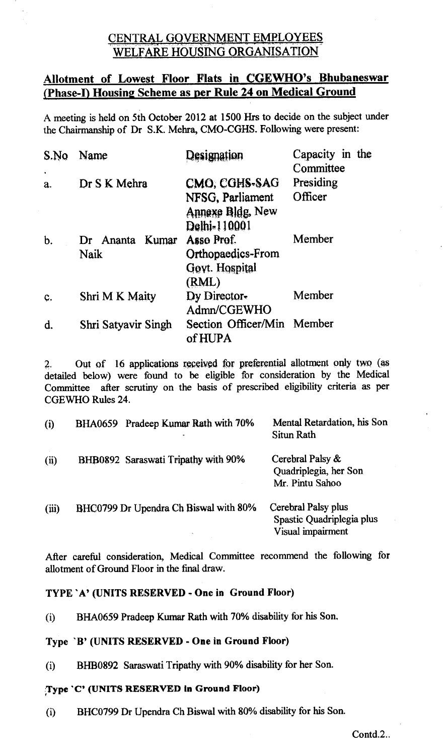## CENTRAL GOVERNMENT EMPLOYEES WELFARE HOUSING ORGANISATION

### Allotment of Lowest Floor Flats in CGEWHO's Bhubaneswar (Phase-I) Housing Scheme as per Rule 24 on Medical Ground

A meeting is held on 5th October 2012 at 1500 Hrs to decide on the subject under the Chairmanship of Dr S.K. Mehra, CMO-CGHS. Following were present:

| S.No. | Name | Designation | Capacity in the Committee |
|---|---|---|---|
| a. | Dr S K Mehra | CMO, CGHS-SAG NFSG, Parliament Annexe Bldg, New Delhi-110001 | Presiding Officer |
| b. | Dr Ananta Kumar Naik | Asso Prof. Orthopaedics-From Govt. Hospital (RML) | Member |
| c. | Shri M K Maity | Dy Director-Admn/CGEWHO | Member |
| d. | Shri Satyavir Singh | Section Officer/Min of HUPA | Member |

2. Out of 16 applications received for preferential allotment only two (as detailed below) were found to be eligible for consideration by the Medical Committee after scrutiny on the basis of prescribed eligibility criteria as per CGEWHO Rules 24.

| | | |
|---|---|---|
| (i) | BHA0659 Pradeep Kumar Rath with 70% | Mental Retardation, his Son Situn Rath |
| (ii) | BHB0892 Saraswati Tripathy with 90% | Cerebral Palsy & Quadriplegia, her Son Mr. Pintu Sahoo |
| (iii) | BHC0799 Dr Upendra Ch Biswal with 80% | Cerebral Palsy plus Spastic Quadriplegia plus Visual impairment |

After careful consideration, Medical Committee recommend the following for allotment of Ground Floor in the final draw.

**TYPE 'A' (UNITS RESERVED - One in Ground Floor)**

(i) BHA0659 Pradeep Kumar Rath with 70% disability for his Son.

**Type 'B' (UNITS RESERVED - One in Ground Floor)**

(i) BHB0892 Saraswati Tripathy with 90% disability for her Son.

**Type 'C' (UNITS RESERVED In Ground Floor)**

(i) BHC0799 Dr Upendra Ch Biswal with 80% disability for his Son.

Contd.2..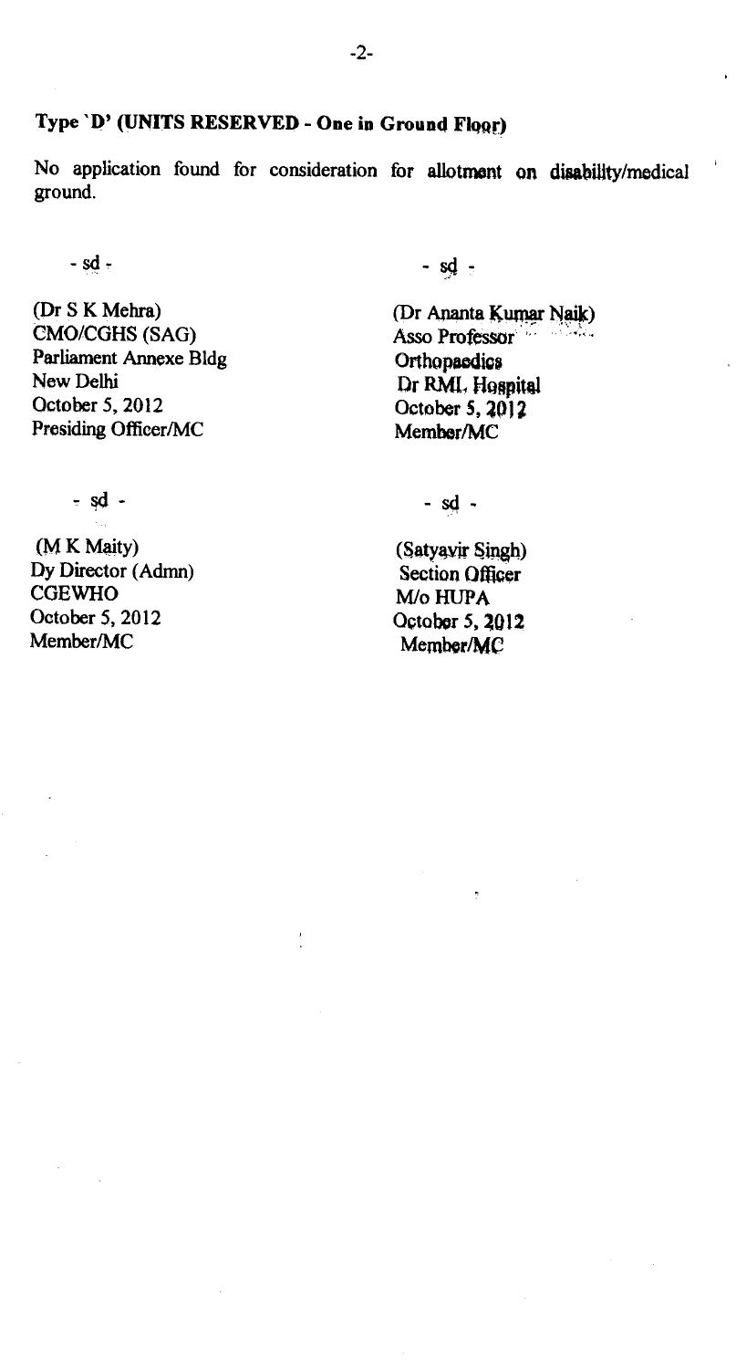**Type 'D' (UNITS RESERVED - One in Ground Floor)**

No application found for consideration for allotment on disability/medical ground.

- sd -

(Dr S K Mehra)
CMO/CGHS (SAG)
Parliament Annexe Bldg
New Delhi
October 5, 2012
Presiding Officer/MC

- sd -

(Dr Ananta Kumar Naik)
Asso Professor
Orthopaedics
Dr RML Hospital
October 5, 2012
Member/MC

- sd -

(M K Maity)
Dy Director (Admn)
CGEWHO
October 5, 2012
Member/MC

- sd -

(Satyavir Singh)
Section Officer
M/o HUPA
October 5, 2012
Member/MC